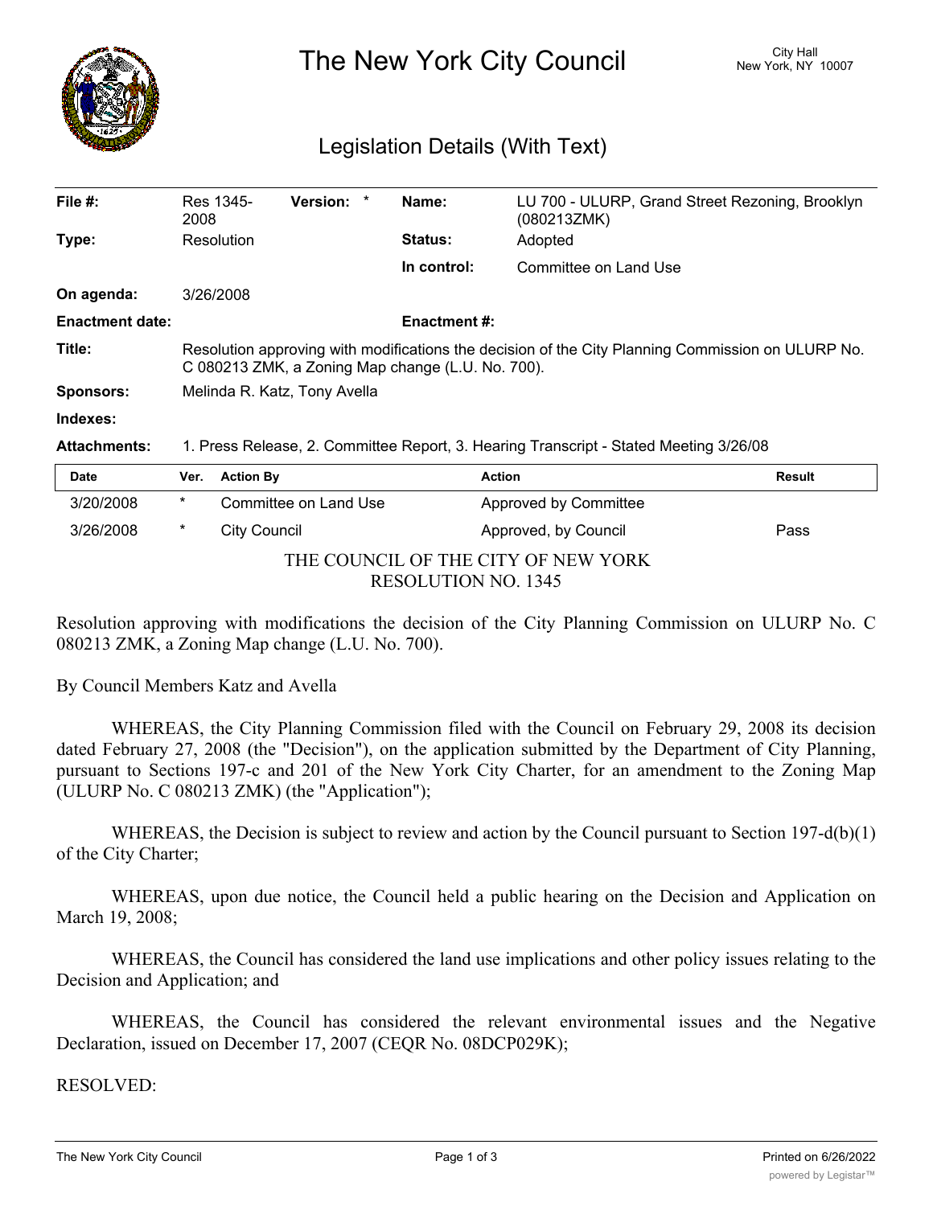# The New York City Council

City Hall
New York, NY 10007

## Legislation Details (With Text)

| | | | |
|---|---|---|---|
| **File #:** | Res 1345-2008 **Version:** * | **Name:** | LU 700 - ULURP, Grand Street Rezoning, Brooklyn (080213ZMK) |
| **Type:** | Resolution | **Status:** | Adopted |
| | | **In control:** | Committee on Land Use |
| **On agenda:** | 3/26/2008 | | |
| **Enactment date:** | | **Enactment #:** | |

**Title:** Resolution approving with modifications the decision of the City Planning Commission on ULURP No. C 080213 ZMK, a Zoning Map change (L.U. No. 700).

**Sponsors:** Melinda R. Katz, Tony Avella

**Indexes:**

**Attachments:** 1. Press Release, 2. Committee Report, 3. Hearing Transcript - Stated Meeting 3/26/08

| Date | Ver. | Action By | Action | Result |
|---|---|---|---|---|
| 3/20/2008 | * | Committee on Land Use | Approved by Committee | |
| 3/26/2008 | * | City Council | Approved, by Council | Pass |

THE COUNCIL OF THE CITY OF NEW YORK
RESOLUTION NO. 1345

Resolution approving with modifications the decision of the City Planning Commission on ULURP No. C 080213 ZMK, a Zoning Map change (L.U. No. 700).

By Council Members Katz and Avella

WHEREAS, the City Planning Commission filed with the Council on February 29, 2008 its decision dated February 27, 2008 (the "Decision"), on the application submitted by the Department of City Planning, pursuant to Sections 197-c and 201 of the New York City Charter, for an amendment to the Zoning Map (ULURP No. C 080213 ZMK) (the "Application");

WHEREAS, the Decision is subject to review and action by the Council pursuant to Section 197-d(b)(1) of the City Charter;

WHEREAS, upon due notice, the Council held a public hearing on the Decision and Application on March 19, 2008;

WHEREAS, the Council has considered the land use implications and other policy issues relating to the Decision and Application; and

WHEREAS, the Council has considered the relevant environmental issues and the Negative Declaration, issued on December 17, 2007 (CEQR No. 08DCP029K);

RESOLVED: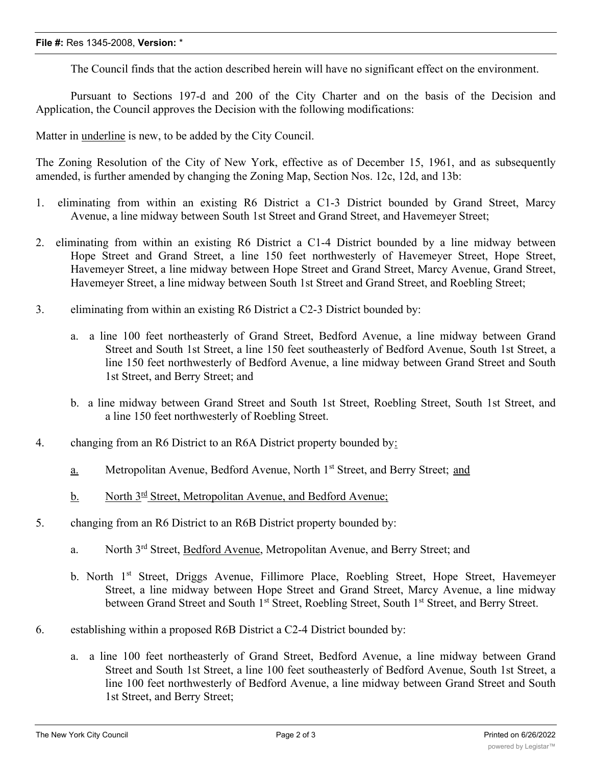The Council finds that the action described herein will have no significant effect on the environment.

Pursuant to Sections 197-d and 200 of the City Charter and on the basis of the Decision and Application, the Council approves the Decision with the following modifications:

Matter in <u>underline</u> is new, to be added by the City Council.

The Zoning Resolution of the City of New York, effective as of December 15, 1961, and as subsequently amended, is further amended by changing the Zoning Map, Section Nos. 12c, 12d, and 13b:

1. eliminating from within an existing R6 District a C1-3 District bounded by Grand Street, Marcy Avenue, a line midway between South 1st Street and Grand Street, and Havemeyer Street;

2. eliminating from within an existing R6 District a C1-4 District bounded by a line midway between Hope Street and Grand Street, a line 150 feet northwesterly of Havemeyer Street, Hope Street, Havemeyer Street, a line midway between Hope Street and Grand Street, Marcy Avenue, Grand Street, Havemeyer Street, a line midway between South 1st Street and Grand Street, and Roebling Street;

3. eliminating from within an existing R6 District a C2-3 District bounded by:

   a. a line 100 feet northeasterly of Grand Street, Bedford Avenue, a line midway between Grand Street and South 1st Street, a line 150 feet southeasterly of Bedford Avenue, South 1st Street, a line 150 feet northwesterly of Bedford Avenue, a line midway between Grand Street and South 1st Street, and Berry Street; and

   b. a line midway between Grand Street and South 1st Street, Roebling Street, South 1st Street, and a line 150 feet northwesterly of Roebling Street.

4. changing from an R6 District to an R6A District property bounded by<u>:</u>

   <u>a.</u> Metropolitan Avenue, Bedford Avenue, North 1st Street, and Berry Street; <u>and</u>

   <u>b.</u> <u>North 3rd Street, Metropolitan Avenue, and Bedford Avenue;</u>

5. changing from an R6 District to an R6B District property bounded by:

   a. North 3rd Street, <u>Bedford Avenue</u>, Metropolitan Avenue, and Berry Street; and

   b. North 1st Street, Driggs Avenue, Fillimore Place, Roebling Street, Hope Street, Havemeyer Street, a line midway between Hope Street and Grand Street, Marcy Avenue, a line midway between Grand Street and South 1st Street, Roebling Street, South 1st Street, and Berry Street.

6. establishing within a proposed R6B District a C2-4 District bounded by:

   a. a line 100 feet northeasterly of Grand Street, Bedford Avenue, a line midway between Grand Street and South 1st Street, a line 100 feet southeasterly of Bedford Avenue, South 1st Street, a line 100 feet northwesterly of Bedford Avenue, a line midway between Grand Street and South 1st Street, and Berry Street;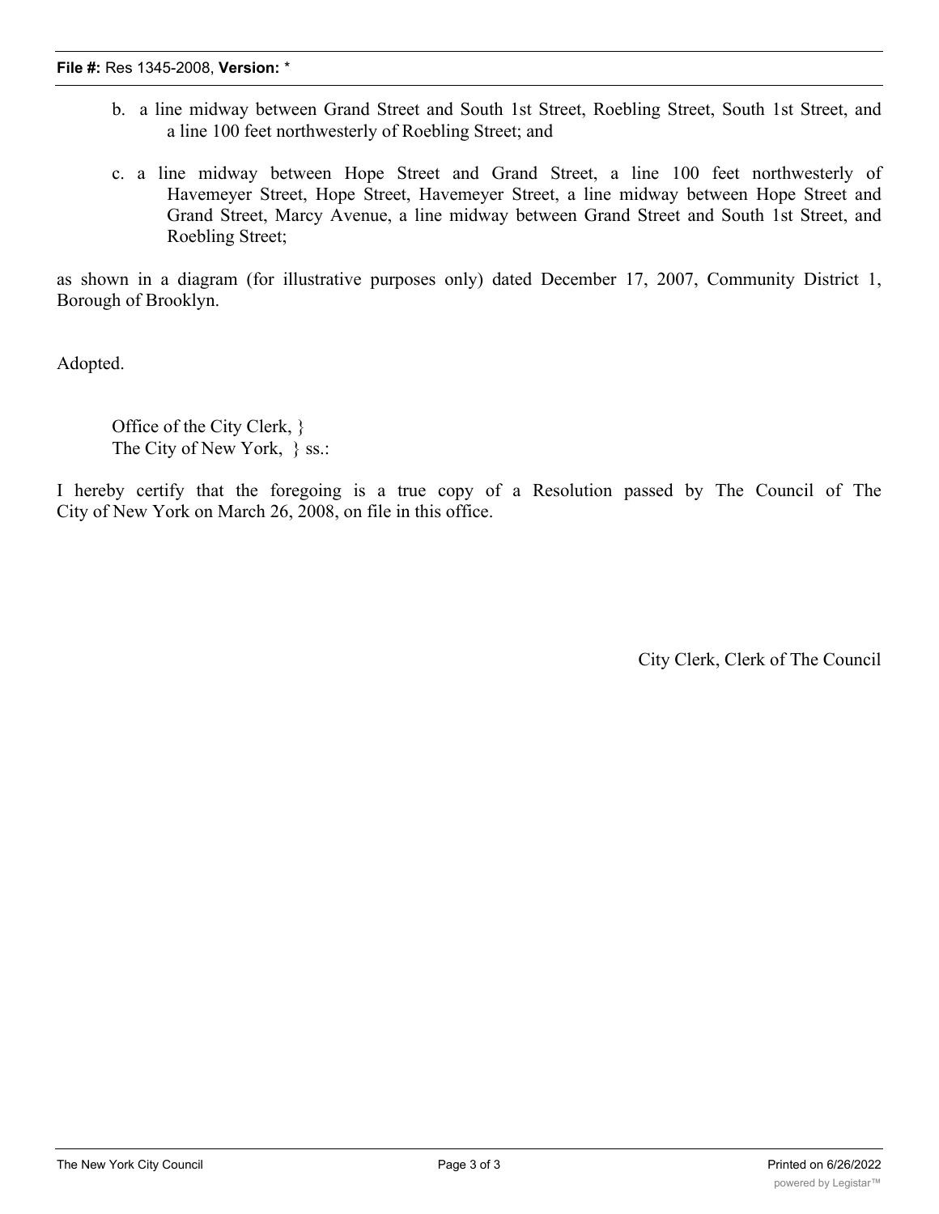b. a line midway between Grand Street and South 1st Street, Roebling Street, South 1st Street, and a line 100 feet northwesterly of Roebling Street; and

c. a line midway between Hope Street and Grand Street, a line 100 feet northwesterly of Havemeyer Street, Hope Street, Havemeyer Street, a line midway between Hope Street and Grand Street, Marcy Avenue, a line midway between Grand Street and South 1st Street, and Roebling Street;

as shown in a diagram (for illustrative purposes only) dated December 17, 2007, Community District 1, Borough of Brooklyn.

Adopted.

Office of the City Clerk, }
The City of New York, } ss.:

I hereby certify that the foregoing is a true copy of a Resolution passed by The Council of The City of New York on March 26, 2008, on file in this office.

City Clerk, Clerk of The Council